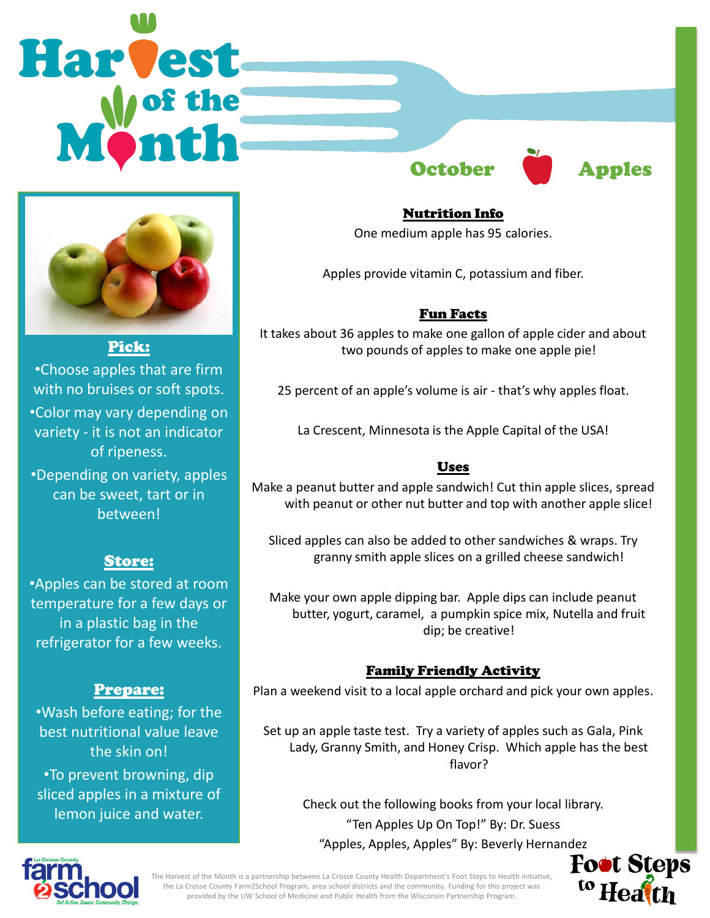# Harvest of the Month

## October — Apples

### Pick:

- Choose apples that are firm with no bruises or soft spots.
- Color may vary depending on variety - it is not an indicator of ripeness.
- Depending on variety, apples can be sweet, tart or in between!

### Store:

- Apples can be stored at room temperature for a few days or in a plastic bag in the refrigerator for a few weeks.

### Prepare:

- Wash before eating; for the best nutritional value leave the skin on!
- To prevent browning, dip sliced apples in a mixture of lemon juice and water.

### Nutrition Info

One medium apple has 95 calories.

Apples provide vitamin C, potassium and fiber.

### Fun Facts

It takes about 36 apples to make one gallon of apple cider and about two pounds of apples to make one apple pie!

25 percent of an apple's volume is air - that's why apples float.

La Crescent, Minnesota is the Apple Capital of the USA!

### Uses

Make a peanut butter and apple sandwich! Cut thin apple slices, spread with peanut or other nut butter and top with another apple slice!

Sliced apples can also be added to other sandwiches & wraps. Try granny smith apple slices on a grilled cheese sandwich!

Make your own apple dipping bar. Apple dips can include peanut butter, yogurt, caramel, a pumpkin spice mix, Nutella and fruit dip; be creative!

### Family Friendly Activity

Plan a weekend visit to a local apple orchard and pick your own apples.

Set up an apple taste test. Try a variety of apples such as Gala, Pink Lady, Granny Smith, and Honey Crisp. Which apple has the best flavor?

Check out the following books from your local library.

"Ten Apples Up On Top!" By: Dr. Suess

"Apples, Apples, Apples" By: Beverly Hernandez

The Harvest of the Month is a partnership between La Crosse County Health Department's Foot Steps to Health initiative, the La Crosse County Farm2School Program, area school districts and the community. Funding for this project was provided by the UW School of Medicine and Public Health from the Wisconsin Partnership Program.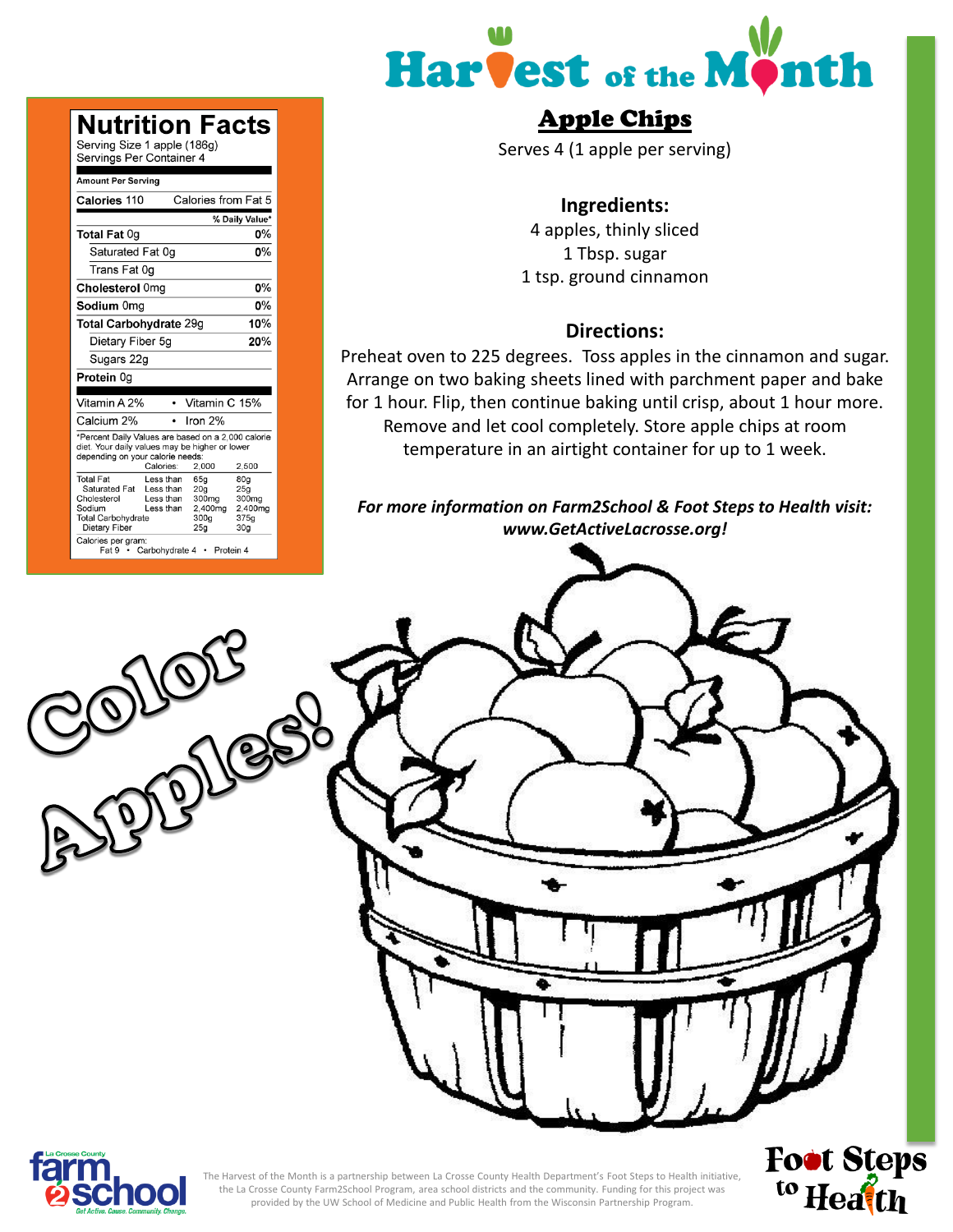# Harvest of the Month

## Apple Chips

Serves 4 (1 apple per serving)

### Ingredients:

4 apples, thinly sliced
1 Tbsp. sugar
1 tsp. ground cinnamon

### Directions:

Preheat oven to 225 degrees. Toss apples in the cinnamon and sugar. Arrange on two baking sheets lined with parchment paper and bake for 1 hour. Flip, then continue baking until crisp, about 1 hour more. Remove and let cool completely. Store apple chips at room temperature in an airtight container for up to 1 week.

***For more information on Farm2School & Foot Steps to Health visit: www.GetActiveLacrosse.org!***

## Nutrition Facts

Serving Size 1 apple (186g)
Servings Per Container 4

**Amount Per Serving**

| | |
|---|---|
| **Calories** 110 | Calories from Fat 5 |
| | **% Daily Value*** |
| **Total Fat** 0g | **0%** |
| Saturated Fat 0g | **0%** |
| Trans Fat 0g | |
| **Cholesterol** 0mg | **0%** |
| **Sodium** 0mg | **0%** |
| **Total Carbohydrate** 29g | **10%** |
| Dietary Fiber 5g | **20%** |
| Sugars 22g | |
| **Protein** 0g | |

Vitamin A 2% • Vitamin C 15%
Calcium 2% • Iron 2%

*Percent Daily Values are based on a 2,000 calorie diet. Your daily values may be higher or lower depending on your calorie needs:

| | Calories: | 2,000 | 2,500 |
|---|---|---|---|
| Total Fat | Less than | 65g | 80g |
| Saturated Fat | Less than | 20g | 25g |
| Cholesterol | Less than | 300mg | 300mg |
| Sodium | Less than | 2,400mg | 2,400mg |
| Total Carbohydrate | | 300g | 375g |
| Dietary Fiber | | 25g | 30g |

Calories per gram:
Fat 9 • Carbohydrate 4 • Protein 4

**Color Apples!**

La Crosse County farm 2 school — Get Active. Cause. Community. Change.

The Harvest of the Month is a partnership between La Crosse County Health Department's Foot Steps to Health initiative, the La Crosse County Farm2School Program, area school districts and the community. Funding for this project was provided by the UW School of Medicine and Public Health from the Wisconsin Partnership Program.

Foot Steps to Health